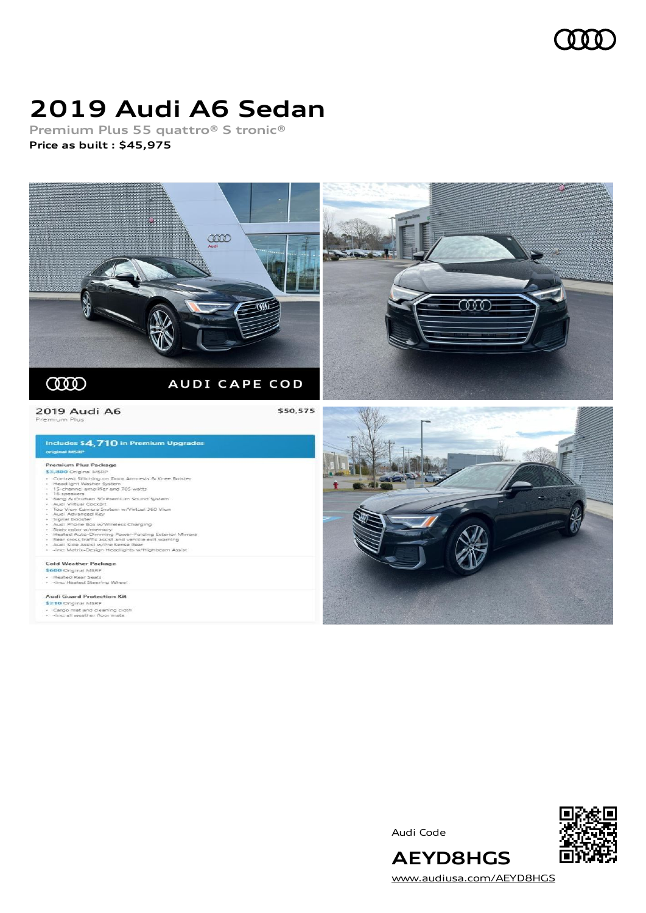# 2019 Audi A6 Sedan

Premium Plus 55 quattro® S tronic®

**Price as built : $45,975**

Audi Code

**AEYD8HGS**

www.audiusa.com/AEYD8HGS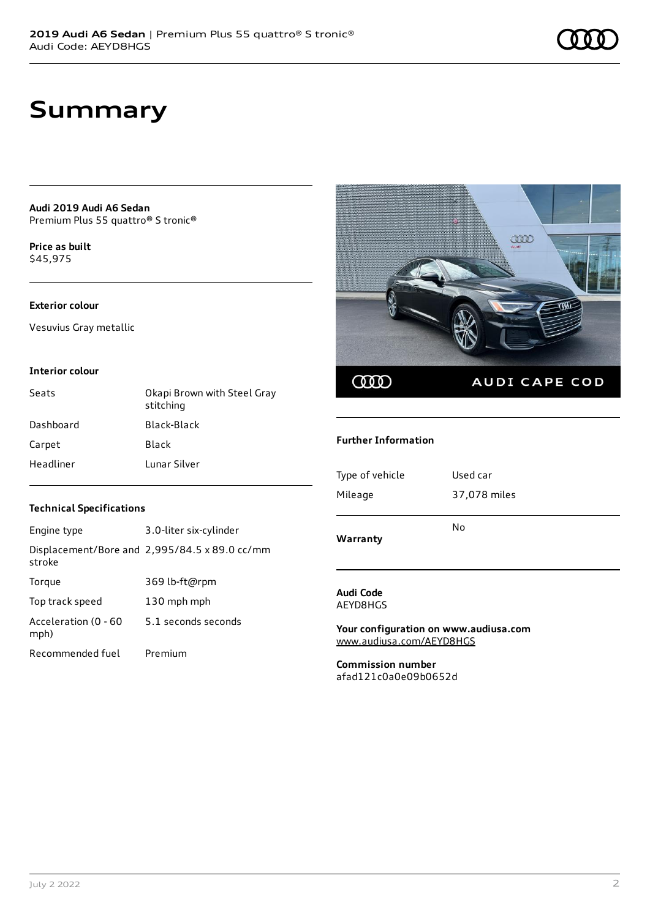# Summary

**Audi 2019 Audi A6 Sedan**
Premium Plus 55 quattro® S tronic®

**Price as built**
$45,975

### Exterior colour

Vesuvius Gray metallic

### Interior colour

| | |
|---|---|
| Seats | Okapi Brown with Steel Gray stitching |
| Dashboard | Black-Black |
| Carpet | Black |
| Headliner | Lunar Silver |

### Technical Specifications

| | |
|---|---|
| Engine type | 3.0-liter six-cylinder |
| Displacement/Bore and stroke | 2,995/84.5 x 89.0 cc/mm |
| Torque | 369 lb-ft@rpm |
| Top track speed | 130 mph mph |
| Acceleration (0 - 60 mph) | 5.1 seconds seconds |
| Recommended fuel | Premium |

### Further Information

| | |
|---|---|
| Type of vehicle | Used car |
| Mileage | 37,078 miles |
| **Warranty** | No |

**Audi Code**
AEYD8HGS

**Your configuration on www.audiusa.com**
www.audiusa.com/AEYD8HGS

**Commission number**
afad121c0a0e09b0652d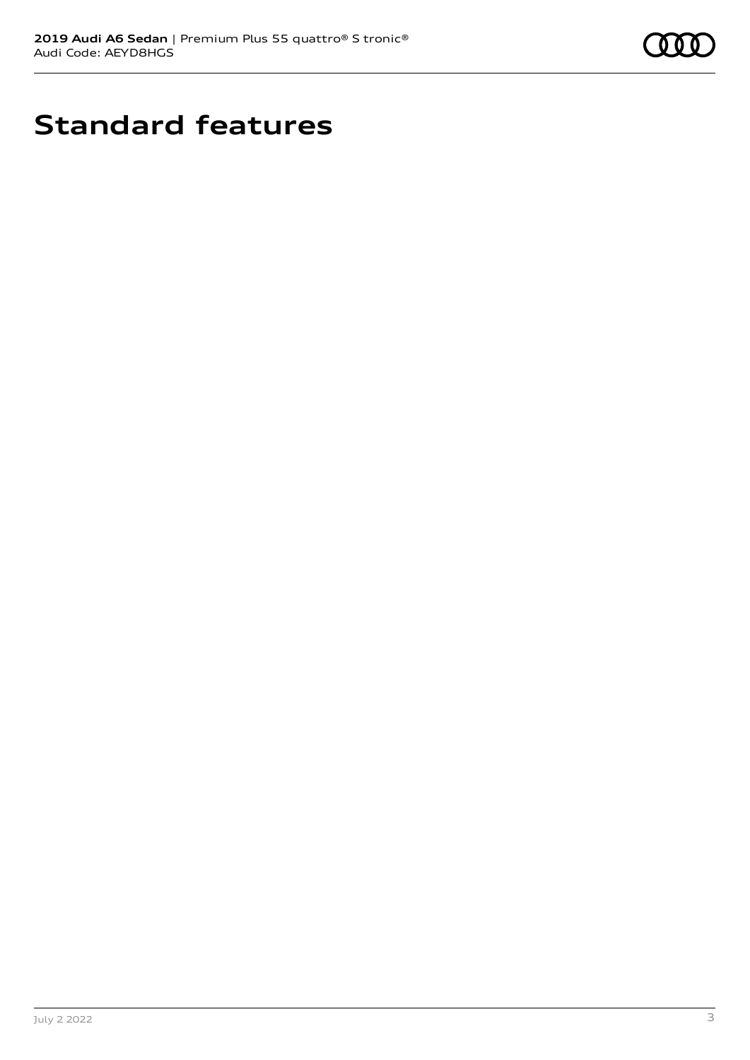# Standard features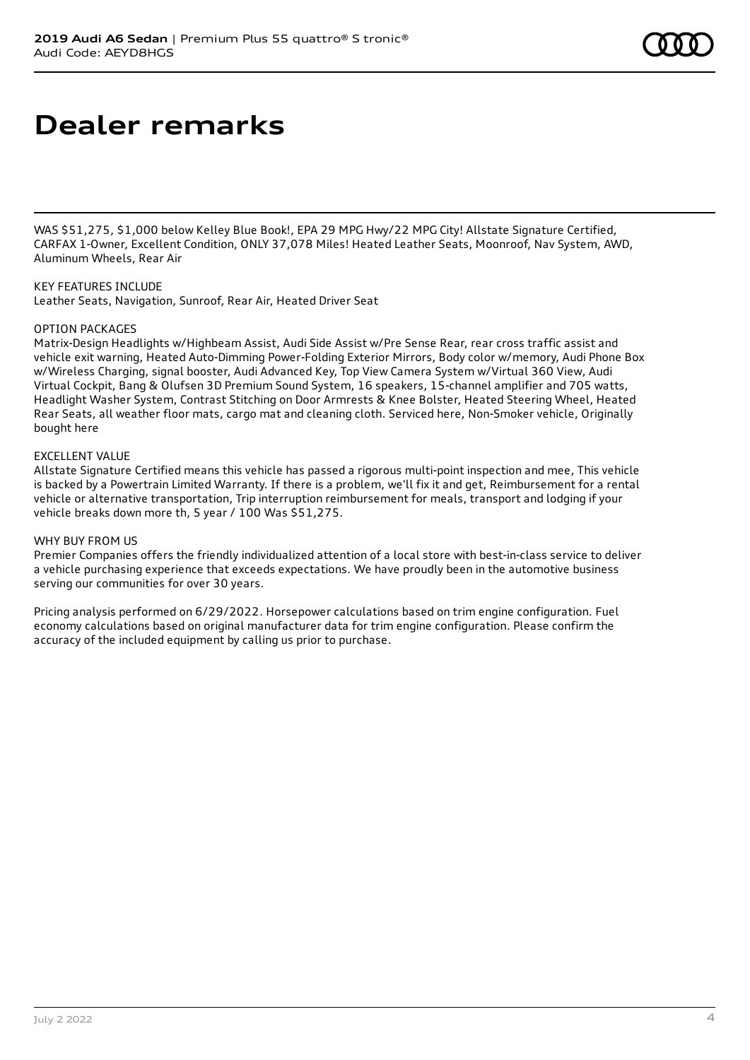# Dealer remarks

WAS $51,275, $1,000 below Kelley Blue Book!, EPA 29 MPG Hwy/22 MPG City! Allstate Signature Certified, CARFAX 1-Owner, Excellent Condition, ONLY 37,078 Miles! Heated Leather Seats, Moonroof, Nav System, AWD, Aluminum Wheels, Rear Air

KEY FEATURES INCLUDE
Leather Seats, Navigation, Sunroof, Rear Air, Heated Driver Seat

OPTION PACKAGES
Matrix-Design Headlights w/Highbeam Assist, Audi Side Assist w/Pre Sense Rear, rear cross traffic assist and vehicle exit warning, Heated Auto-Dimming Power-Folding Exterior Mirrors, Body color w/memory, Audi Phone Box w/Wireless Charging, signal booster, Audi Advanced Key, Top View Camera System w/Virtual 360 View, Audi Virtual Cockpit, Bang & Olufsen 3D Premium Sound System, 16 speakers, 15-channel amplifier and 705 watts, Headlight Washer System, Contrast Stitching on Door Armrests & Knee Bolster, Heated Steering Wheel, Heated Rear Seats, all weather floor mats, cargo mat and cleaning cloth. Serviced here, Non-Smoker vehicle, Originally bought here

EXCELLENT VALUE
Allstate Signature Certified means this vehicle has passed a rigorous multi-point inspection and mee, This vehicle is backed by a Powertrain Limited Warranty. If there is a problem, we'll fix it and get, Reimbursement for a rental vehicle or alternative transportation, Trip interruption reimbursement for meals, transport and lodging if your vehicle breaks down more th, 5 year / 100 Was $51,275.

WHY BUY FROM US
Premier Companies offers the friendly individualized attention of a local store with best-in-class service to deliver a vehicle purchasing experience that exceeds expectations. We have proudly been in the automotive business serving our communities for over 30 years.

Pricing analysis performed on 6/29/2022. Horsepower calculations based on trim engine configuration. Fuel economy calculations based on original manufacturer data for trim engine configuration. Please confirm the accuracy of the included equipment by calling us prior to purchase.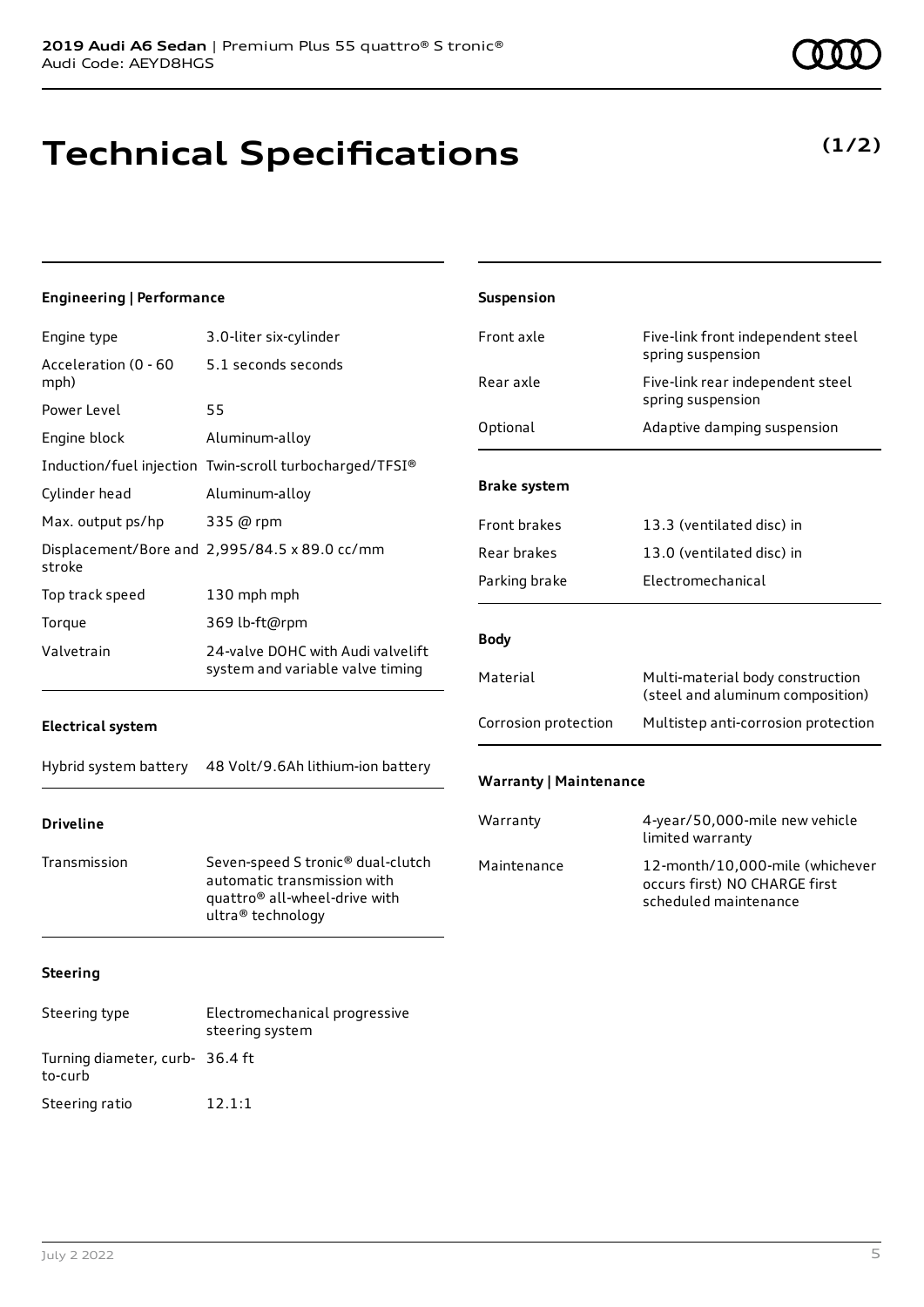**2019 Audi A6 Sedan** | Premium Plus 55 quattro® S tronic®
Audi Code: AEYD8HGS

# Technical Specifications

**(1/2)**

### Engineering | Performance

| | |
|---|---|
| Engine type | 3.0-liter six-cylinder |
| Acceleration (0 - 60 mph) | 5.1 seconds seconds |
| Power Level | 55 |
| Engine block | Aluminum-alloy |
| Induction/fuel injection | Twin-scroll turbocharged/TFSI® |
| Cylinder head | Aluminum-alloy |
| Max. output ps/hp | 335 @ rpm |
| Displacement/Bore and stroke | 2,995/84.5 x 89.0 cc/mm |
| Top track speed | 130 mph mph |
| Torque | 369 lb-ft@rpm |
| Valvetrain | 24-valve DOHC with Audi valvelift system and variable valve timing |

### Electrical system

| | |
|---|---|
| Hybrid system battery | 48 Volt/9.6Ah lithium-ion battery |

### Driveline

| | |
|---|---|
| Transmission | Seven-speed S tronic® dual-clutch automatic transmission with quattro® all-wheel-drive with ultra® technology |

### Steering

| | |
|---|---|
| Steering type | Electromechanical progressive steering system |
| Turning diameter, curb-to-curb | 36.4 ft |
| Steering ratio | 12.1:1 |

### Suspension

| | |
|---|---|
| Front axle | Five-link front independent steel spring suspension |
| Rear axle | Five-link rear independent steel spring suspension |
| Optional | Adaptive damping suspension |

### Brake system

| | |
|---|---|
| Front brakes | 13.3 (ventilated disc) in |
| Rear brakes | 13.0 (ventilated disc) in |
| Parking brake | Electromechanical |

### Body

| | |
|---|---|
| Material | Multi-material body construction (steel and aluminum composition) |
| Corrosion protection | Multistep anti-corrosion protection |

### Warranty | Maintenance

| | |
|---|---|
| Warranty | 4-year/50,000-mile new vehicle limited warranty |
| Maintenance | 12-month/10,000-mile (whichever occurs first) NO CHARGE first scheduled maintenance |

July 2 2022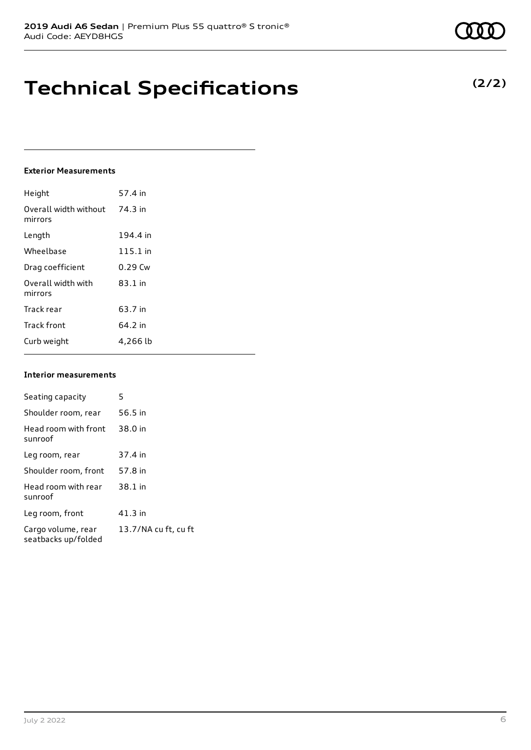# Technical Specifications

**(2/2)**

### Exterior Measurements

| | |
|---|---|
| Height | 57.4 in |
| Overall width without mirrors | 74.3 in |
| Length | 194.4 in |
| Wheelbase | 115.1 in |
| Drag coefficient | 0.29 Cw |
| Overall width with mirrors | 83.1 in |
| Track rear | 63.7 in |
| Track front | 64.2 in |
| Curb weight | 4,266 lb |

### Interior measurements

| | |
|---|---|
| Seating capacity | 5 |
| Shoulder room, rear | 56.5 in |
| Head room with front sunroof | 38.0 in |
| Leg room, rear | 37.4 in |
| Shoulder room, front | 57.8 in |
| Head room with rear sunroof | 38.1 in |
| Leg room, front | 41.3 in |
| Cargo volume, rear seatbacks up/folded | 13.7/NA cu ft, cu ft |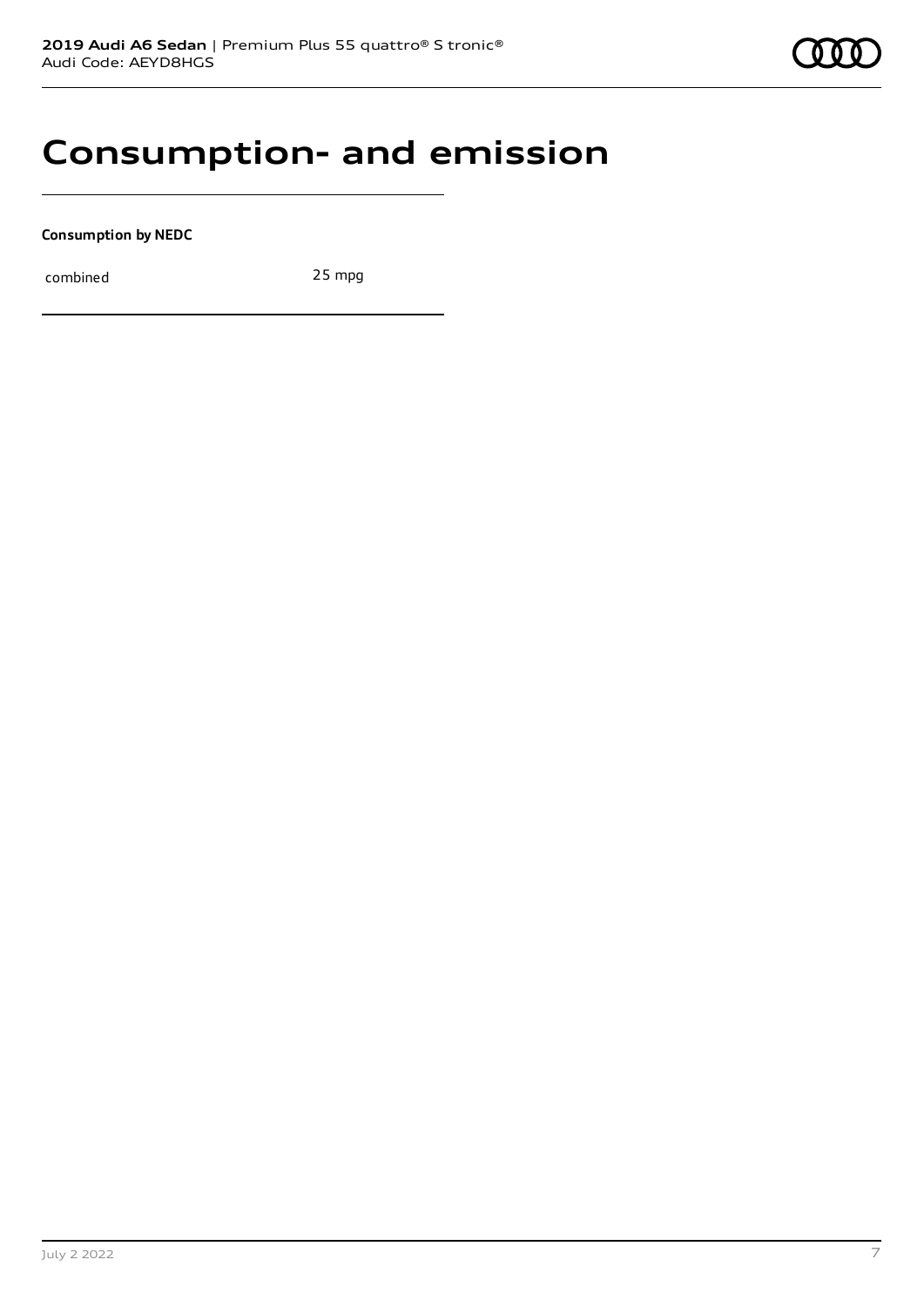# Consumption- and emission

**Consumption by NEDC**

| combined | 25 mpg |
|---|---|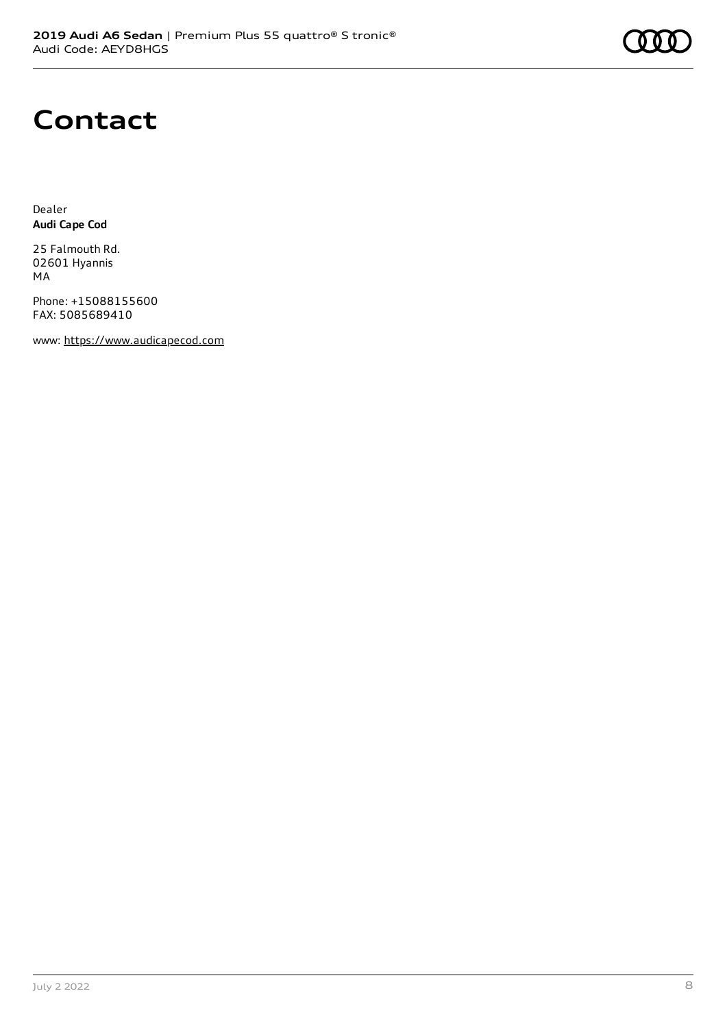# Contact

Dealer
**Audi Cape Cod**

25 Falmouth Rd.
02601 Hyannis
MA

Phone: +15088155600
FAX: 5085689410

www: https://www.audicapecod.com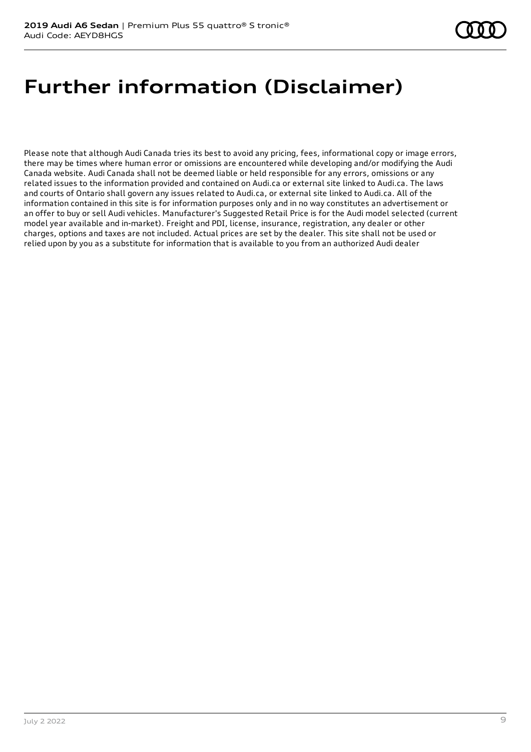# Further information (Disclaimer)

Please note that although Audi Canada tries its best to avoid any pricing, fees, informational copy or image errors, there may be times where human error or omissions are encountered while developing and/or modifying the Audi Canada website. Audi Canada shall not be deemed liable or held responsible for any errors, omissions or any related issues to the information provided and contained on Audi.ca or external site linked to Audi.ca. The laws and courts of Ontario shall govern any issues related to Audi.ca, or external site linked to Audi.ca. All of the information contained in this site is for information purposes only and in no way constitutes an advertisement or an offer to buy or sell Audi vehicles. Manufacturer's Suggested Retail Price is for the Audi model selected (current model year available and in-market). Freight and PDI, license, insurance, registration, any dealer or other charges, options and taxes are not included. Actual prices are set by the dealer. This site shall not be used or relied upon by you as a substitute for information that is available to you from an authorized Audi dealer